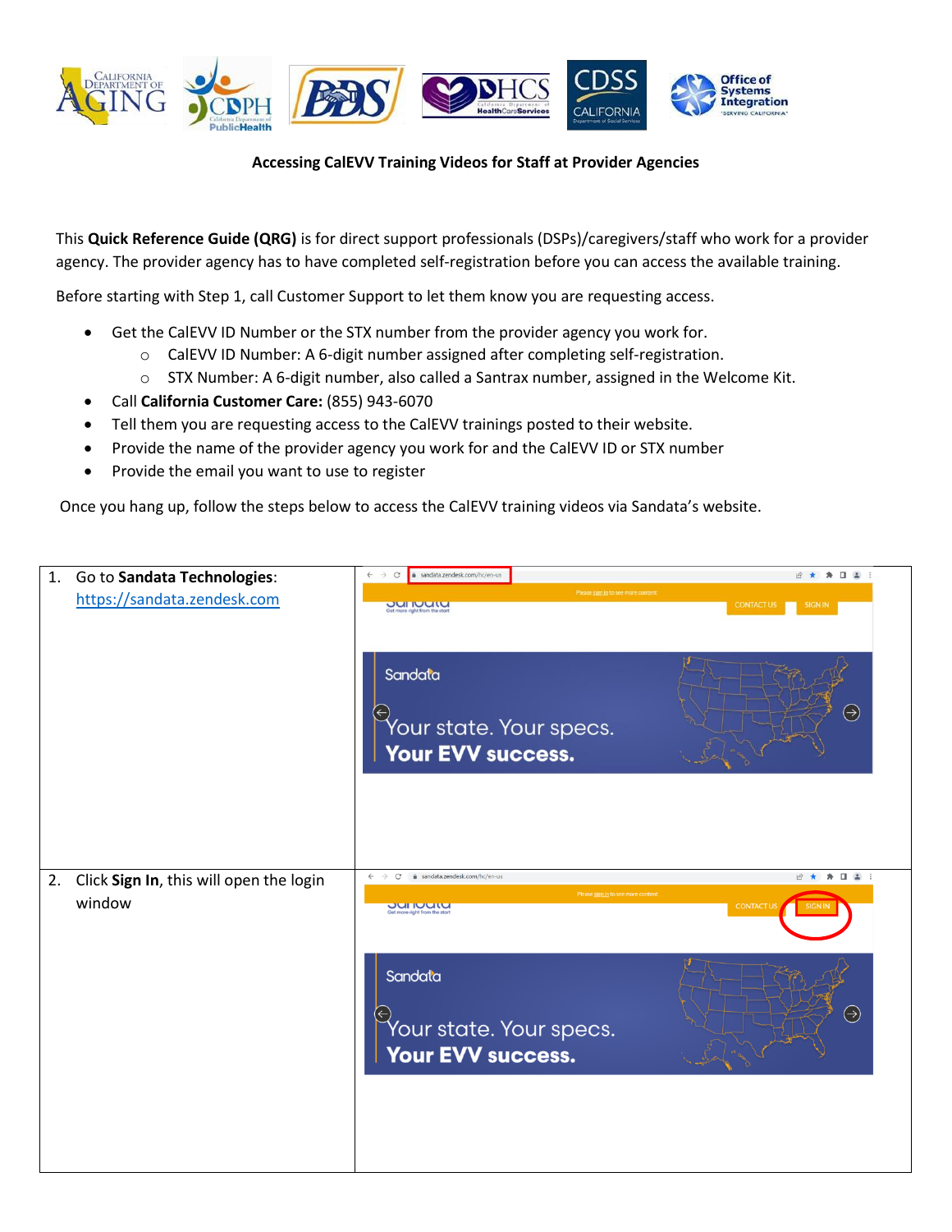**Accessing CalEVV Training Videos for Staff at Provider Agencies**

This **Quick Reference Guide (QRG)** is for direct support professionals (DSPs)/caregivers/staff who work for a provider agency. The provider agency has to have completed self-registration before you can access the available training.

Before starting with Step 1, call Customer Support to let them know you are requesting access.

- Get the CalEVV ID Number or the STX number from the provider agency you work for.
  - CalEVV ID Number: A 6-digit number assigned after completing self-registration.
  - STX Number: A 6-digit number, also called a Santrax number, assigned in the Welcome Kit.
- Call **California Customer Care:** (855) 943-6070
- Tell them you are requesting access to the CalEVV trainings posted to their website.
- Provide the name of the provider agency you work for and the CalEVV ID or STX number
- Provide the email you want to use to register

Once you hang up, follow the steps below to access the CalEVV training videos via Sandata's website.

| | |
|---|---|
| 1. Go to **Sandata Technologies**: https://sandata.zendesk.com | |
| 2. Click **Sign In**, this will open the login window | |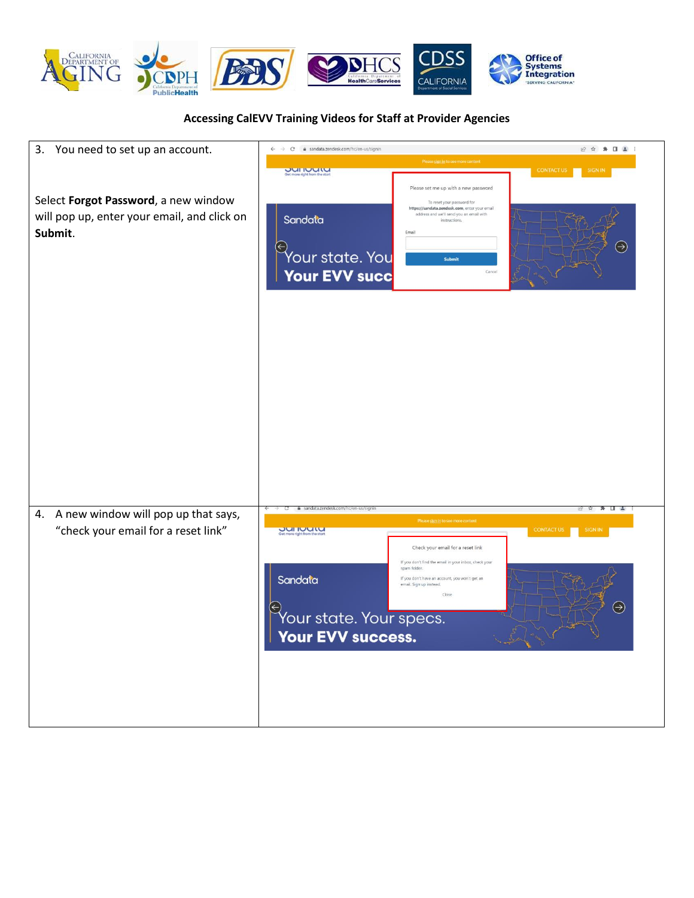**Accessing CalEVV Training Videos for Staff at Provider Agencies**

| | |
|---|---|
| 3. You need to set up an account.<br><br>Select **Forgot Password**, a new window will pop up, enter your email, and click on **Submit**. | |
| 4. A new window will pop up that says, "check your email for a reset link" | |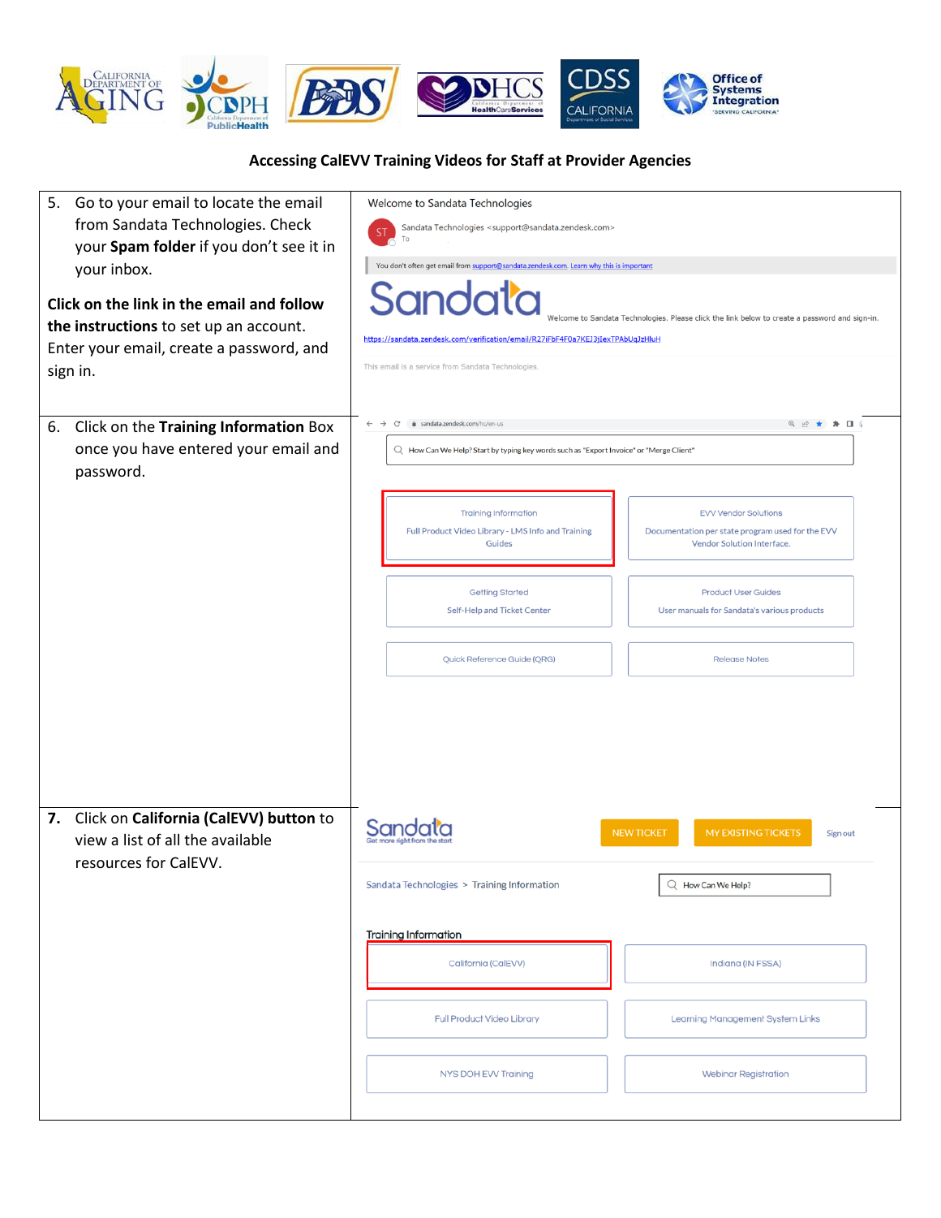## Accessing CalEVV Training Videos for Staff at Provider Agencies

| | |
|---|---|
| 5. Go to your email to locate the email from Sandata Technologies. Check your **Spam folder** if you don't see it in your inbox.<br><br>**Click on the link in the email and follow the instructions** to set up an account. Enter your email, create a password, and sign in. | Welcome to Sandata Technologies<br>Sandata Technologies <support@sandata.zendesk.com><br>To<br>You don't often get email from support@sandata.zendesk.com. Learn why this is important<br>Sandata<br>Welcome to Sandata Technologies. Please click the link below to create a password and sign-in.<br>https://sandata.zendesk.com/verification/email/R27iFbF4F0a7KEJ3jIexTPAbUqJzHluH<br>This email is a service from Sandata Technologies. |
| 6. Click on the **Training Information** Box once you have entered your email and password. | sandata.zendesk.com/hc/en-us<br>How Can We Help? Start by typing key words such as "Export Invoice" or "Merge Client"<br>Training Information – Full Product Video Library - LMS Info and Training Guides<br>EVV Vendor Solutions – Documentation per state program used for the EVV Vendor Solution Interface.<br>Getting Started – Self-Help and Ticket Center<br>Product User Guides – User manuals for Sandata's various products<br>Quick Reference Guide (QRG)<br>Release Notes |
| **7.** Click on **California (CalEVV) button** to view a list of all the available resources for CalEVV. | Sandata – Get more right from the start<br>NEW TICKET – MY EXISTING TICKETS – Sign out<br>Sandata Technologies > Training Information<br>How Can We Help?<br>Training Information<br>California (CalEVV)<br>Indiana (IN FSSA)<br>Full Product Video Library<br>Learning Management System Links<br>NYS DOH EVV Training<br>Webinar Registration |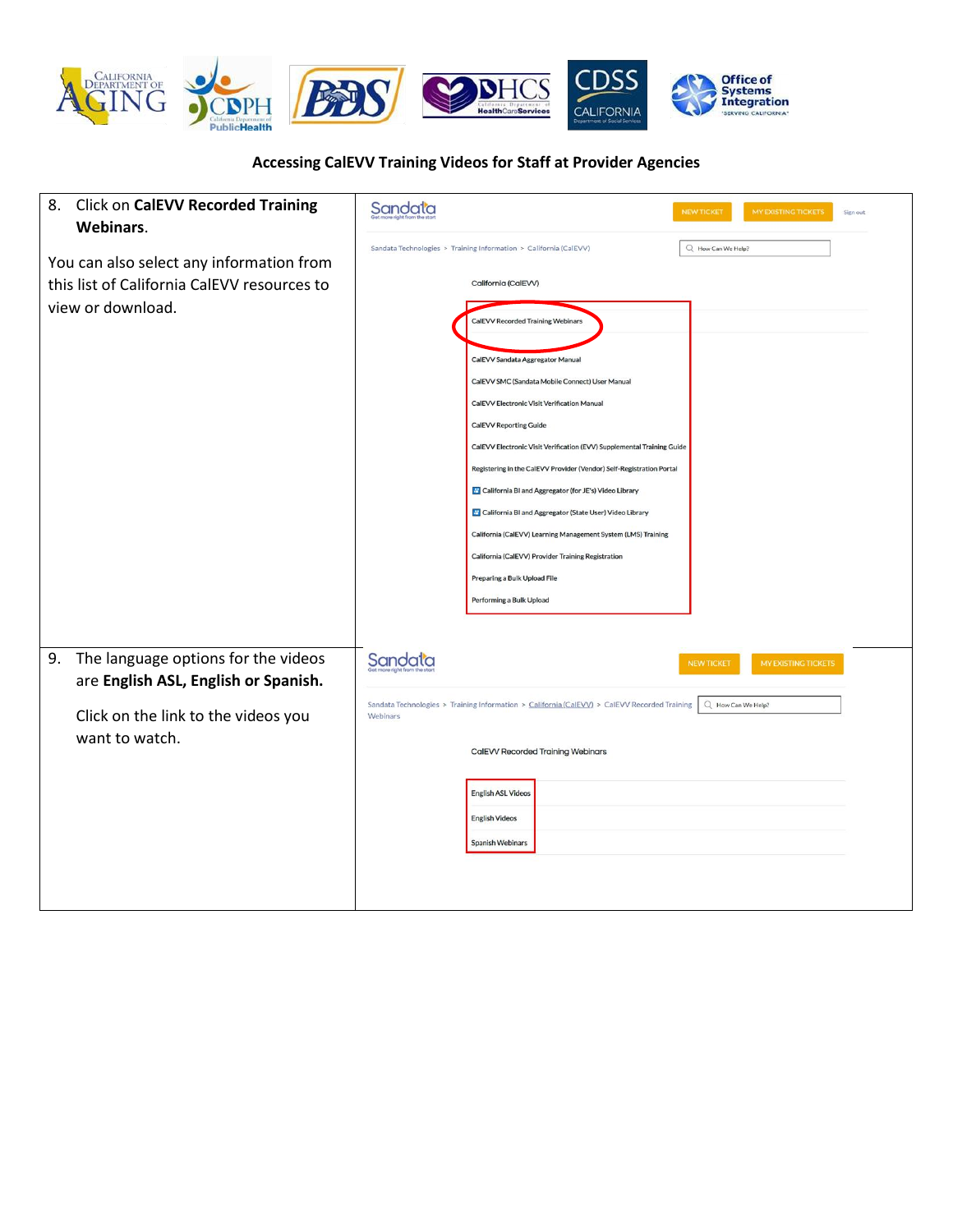# Accessing CalEVV Training Videos for Staff at Provider Agencies

| | |
|---|---|
| 8. Click on **CalEVV Recorded Training Webinars**. You can also select any information from this list of California CalEVV resources to view or download. | Sandata Technologies > Training Information > California (CalEVV)<br><br>California (CalEVV)<br><br>CalEVV Recorded Training Webinars<br>CalEVV Sandata Aggregator Manual<br>CalEVV SMC (Sandata Mobile Connect) User Manual<br>CalEVV Electronic Visit Verification Manual<br>CalEVV Reporting Guide<br>CalEVV Electronic Visit Verification (EVV) Supplemental Training Guide<br>Registering in the CalEVV Provider (Vendor) Self-Registration Portal<br>California BI and Aggregator (for JE's) Video Library<br>California BI and Aggregator (State User) Video Library<br>California (CalEVV) Learning Management System (LMS) Training<br>California (CalEVV) Provider Training Registration<br>Preparing a Bulk Upload File<br>Performing a Bulk Upload |
| 9. The language options for the videos are **English ASL, English or Spanish.** Click on the link to the videos you want to watch. | Sandata Technologies > Training Information > California (CalEVV) > CalEVV Recorded Training Webinars<br><br>CalEVV Recorded Training Webinars<br><br>English ASL Videos<br>English Videos<br>Spanish Webinars |